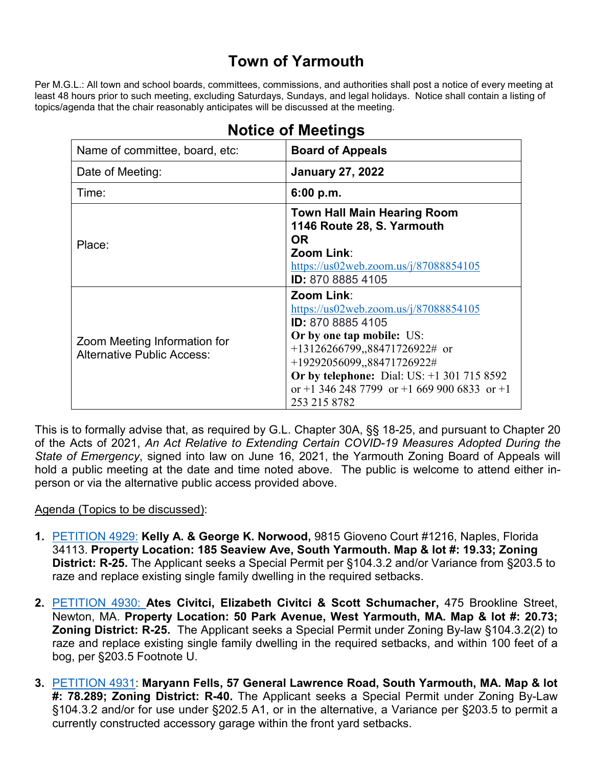# Town of Yarmouth

Per M.G.L.: All town and school boards, committees, commissions, and authorities shall post a notice of every meeting at least 48 hours prior to such meeting, excluding Saturdays, Sundays, and legal holidays. Notice shall contain a listing of topics/agenda that the chair reasonably anticipates will be discussed at the meeting.

## Notice of Meetings

| Name of committee, board, etc: | **Board of Appeals** |
|---|---|
| Date of Meeting: | **January 27, 2022** |
| Time: | **6:00 p.m.** |
| Place: | **Town Hall Main Hearing Room**<br>**1146 Route 28, S. Yarmouth**<br>**OR**<br>**Zoom Link**: [https://us02web.zoom.us/j/87088854105](https://us02web.zoom.us/j/87088854105)<br>**ID:** 870 8885 4105 |
| Zoom Meeting Information for Alternative Public Access: | **Zoom Link**: [https://us02web.zoom.us/j/87088854105](https://us02web.zoom.us/j/87088854105)<br>**ID:** 870 8885 4105<br>**Or by one tap mobile:** US: +13126266799,,88471726922# or +19292056099,,88471726922#<br>**Or by telephone:** Dial: US: +1 301 715 8592 or +1 346 248 7799 or +1 669 900 6833 or +1 253 215 8782 |

This is to formally advise that, as required by G.L. Chapter 30A, §§ 18-25, and pursuant to Chapter 20 of the Acts of 2021, *An Act Relative to Extending Certain COVID-19 Measures Adopted During the State of Emergency*, signed into law on June 16, 2021, the Yarmouth Zoning Board of Appeals will hold a public meeting at the date and time noted above. The public is welcome to attend either in-person or via the alternative public access provided above.

Agenda (Topics to be discussed):

1. PETITION 4929: **Kelly A. & George K. Norwood,** 9815 Gioveno Court #1216, Naples, Florida 34113. **Property Location: 185 Seaview Ave, South Yarmouth. Map & lot #: 19.33; Zoning District: R-25.** The Applicant seeks a Special Permit per §104.3.2 and/or Variance from §203.5 to raze and replace existing single family dwelling in the required setbacks.

2. PETITION 4930: **Ates Civitci, Elizabeth Civitci & Scott Schumacher,** 475 Brookline Street, Newton, MA. **Property Location: 50 Park Avenue, West Yarmouth, MA. Map & lot #: 20.73; Zoning District: R-25.** The Applicant seeks a Special Permit under Zoning By-law §104.3.2(2) to raze and replace existing single family dwelling in the required setbacks, and within 100 feet of a bog, per §203.5 Footnote U.

3. PETITION 4931: **Maryann Fells, 57 General Lawrence Road, South Yarmouth, MA. Map & lot #: 78.289; Zoning District: R-40.** The Applicant seeks a Special Permit under Zoning By-Law §104.3.2 and/or for use under §202.5 A1, or in the alternative, a Variance per §203.5 to permit a currently constructed accessory garage within the front yard setbacks.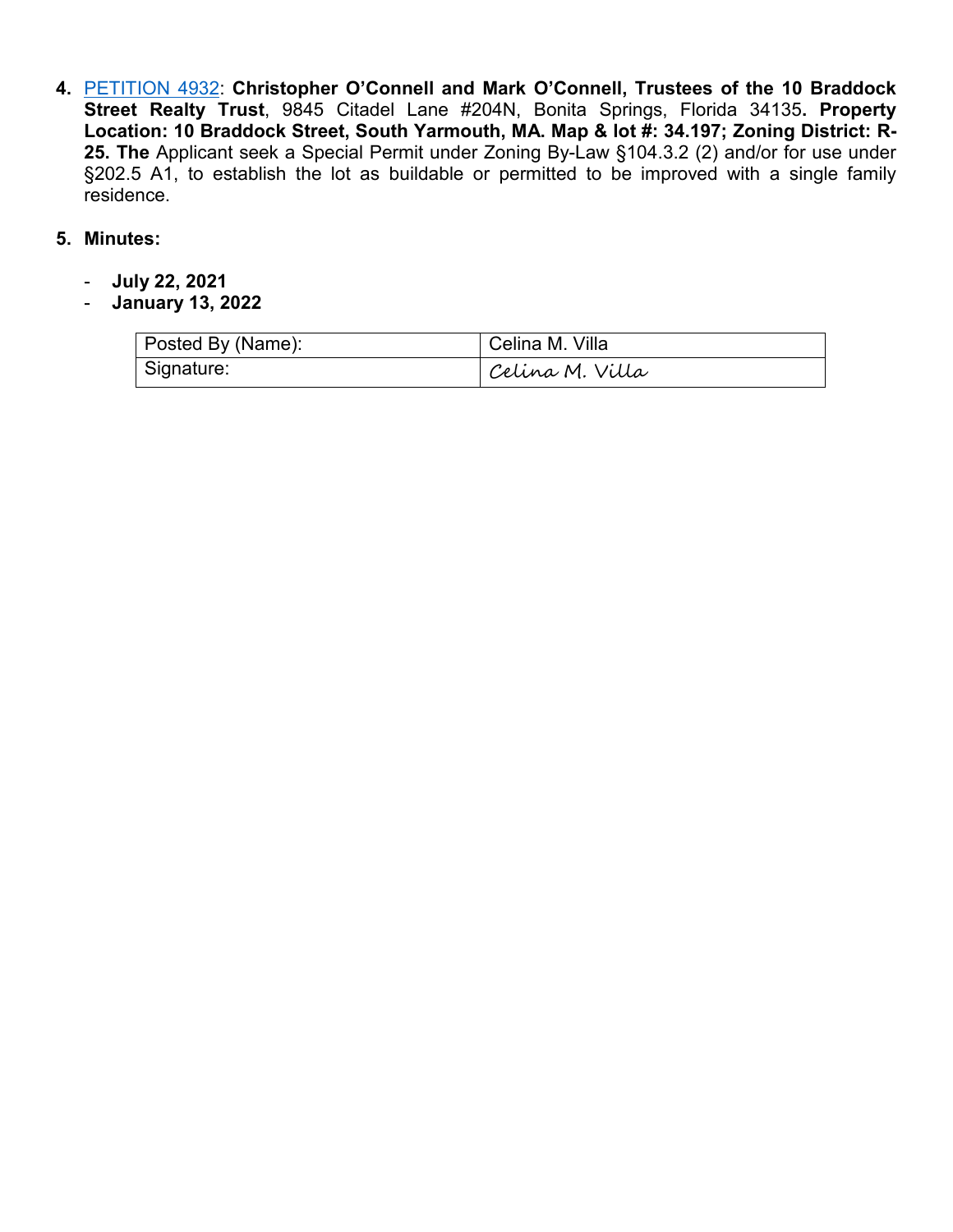4. PETITION 4932: **Christopher O'Connell and Mark O'Connell, Trustees of the 10 Braddock Street Realty Trust**, 9845 Citadel Lane #204N, Bonita Springs, Florida 34135**. Property Location: 10 Braddock Street, South Yarmouth, MA. Map & lot #: 34.197; Zoning District: R-25. The** Applicant seek a Special Permit under Zoning By-Law §104.3.2 (2) and/or for use under §202.5 A1, to establish the lot as buildable or permitted to be improved with a single family residence.

5. **Minutes:**

   - **July 22, 2021**
   - **January 13, 2022**

| | |
|---|---|
| Posted By (Name): | Celina M. Villa |
| Signature: | Celina M. Villa |